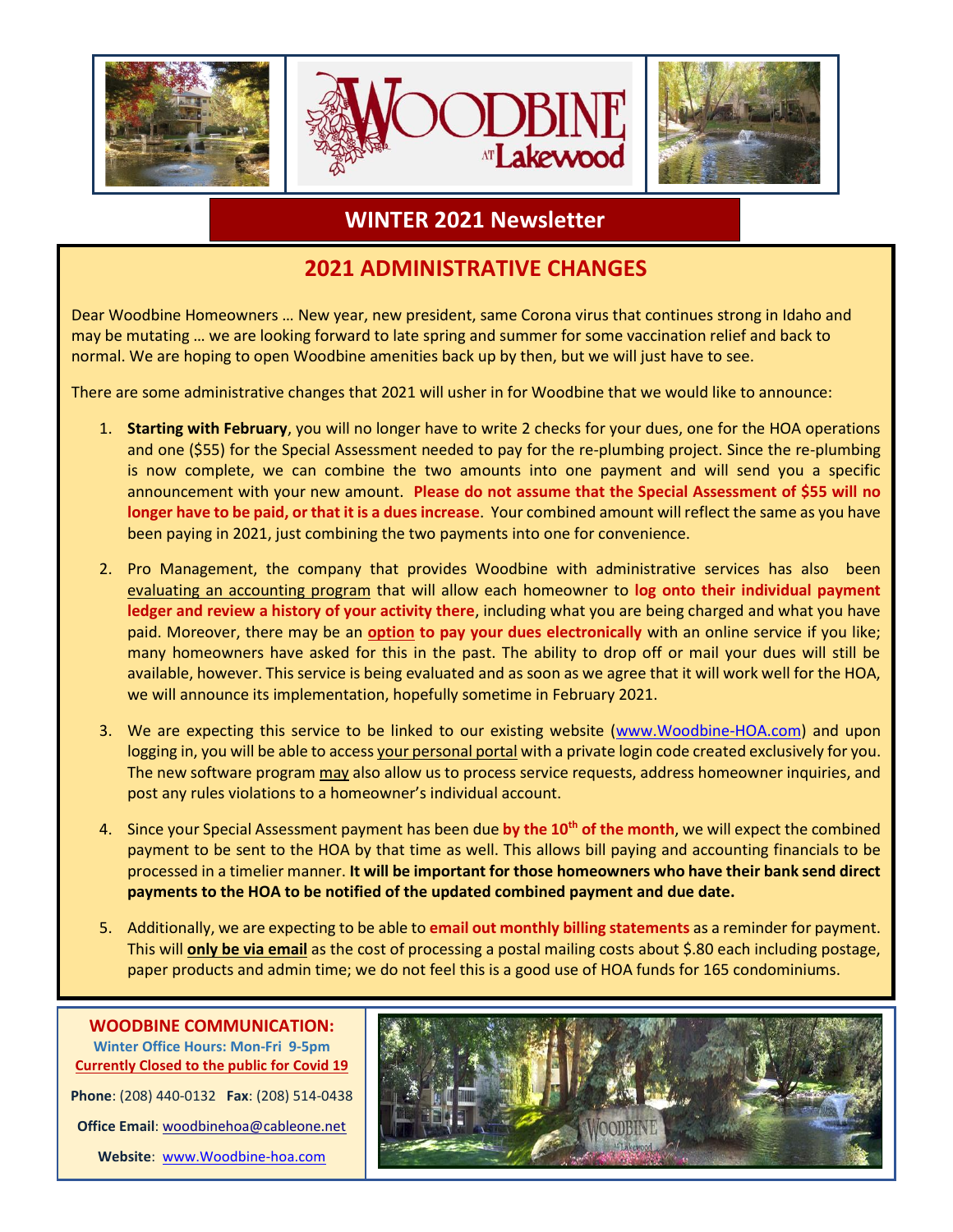# WINTER 2021 Newsletter

## 2021 ADMINISTRATIVE CHANGES

Dear Woodbine Homeowners … New year, new president, same Corona virus that continues strong in Idaho and may be mutating … we are looking forward to late spring and summer for some vaccination relief and back to normal. We are hoping to open Woodbine amenities back up by then, but we will just have to see.

There are some administrative changes that 2021 will usher in for Woodbine that we would like to announce:

1. **Starting with February**, you will no longer have to write 2 checks for your dues, one for the HOA operations and one ($55) for the Special Assessment needed to pay for the re-plumbing project. Since the re-plumbing is now complete, we can combine the two amounts into one payment and will send you a specific announcement with your new amount. **Please do not assume that the Special Assessment of $55 will no longer have to be paid, or that it is a dues increase**. Your combined amount will reflect the same as you have been paying in 2021, just combining the two payments into one for convenience.

2. Pro Management, the company that provides Woodbine with administrative services has also been evaluating an accounting program that will allow each homeowner to **log onto their individual payment ledger and review a history of your activity there**, including what you are being charged and what you have paid. Moreover, there may be an **option to pay your dues electronically** with an online service if you like; many homeowners have asked for this in the past. The ability to drop off or mail your dues will still be available, however. This service is being evaluated and as soon as we agree that it will work well for the HOA, we will announce its implementation, hopefully sometime in February 2021.

3. We are expecting this service to be linked to our existing website (www.Woodbine-HOA.com) and upon logging in, you will be able to access your personal portal with a private login code created exclusively for you. The new software program may also allow us to process service requests, address homeowner inquiries, and post any rules violations to a homeowner's individual account.

4. Since your Special Assessment payment has been due **by the 10th of the month**, we will expect the combined payment to be sent to the HOA by that time as well. This allows bill paying and accounting financials to be processed in a timelier manner. **It will be important for those homeowners who have their bank send direct payments to the HOA to be notified of the updated combined payment and due date.**

5. Additionally, we are expecting to be able to **email out monthly billing statements** as a reminder for payment. This will **only be via email** as the cost of processing a postal mailing costs about $.80 each including postage, paper products and admin time; we do not feel this is a good use of HOA funds for 165 condominiums.

**WOODBINE COMMUNICATION:**

**Winter Office Hours: Mon-Fri 9-5pm**

**Currently Closed to the public for Covid 19**

**Phone**: (208) 440-0132 **Fax**: (208) 514-0438

**Office Email**: woodbinehoa@cableone.net

**Website**: www.Woodbine-hoa.com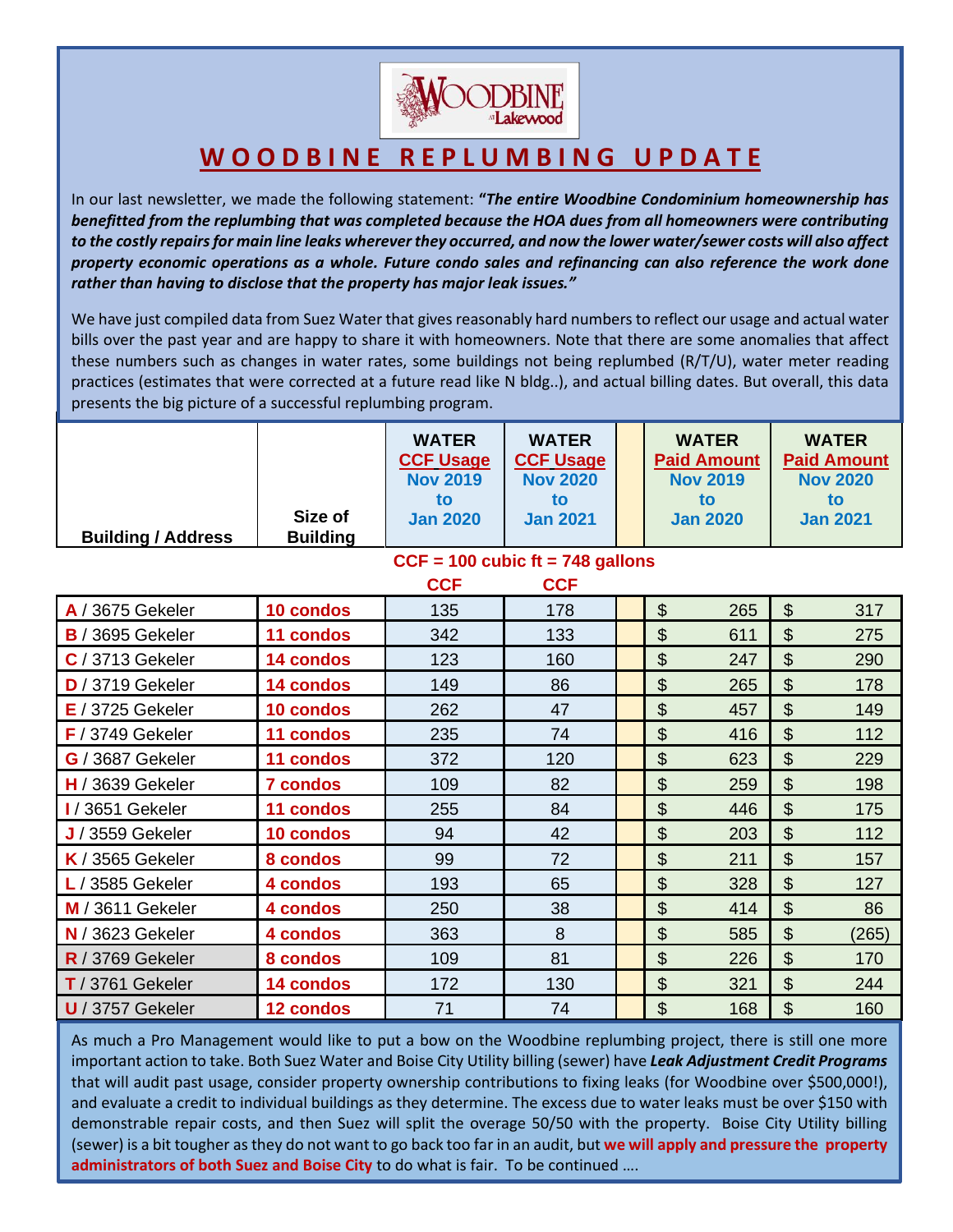# WOODBINE REPLUMBING UPDATE

In our last newsletter, we made the following statement: ***"The entire Woodbine Condominium homeownership has benefitted from the replumbing that was completed because the HOA dues from all homeowners were contributing to the costly repairs for main line leaks wherever they occurred, and now the lower water/sewer costs will also affect property economic operations as a whole. Future condo sales and refinancing can also reference the work done rather than having to disclose that the property has major leak issues."***

We have just compiled data from Suez Water that gives reasonably hard numbers to reflect our usage and actual water bills over the past year and are happy to share it with homeowners. Note that there are some anomalies that affect these numbers such as changes in water rates, some buildings not being replumbed (R/T/U), water meter reading practices (estimates that were corrected at a future read like N bldg..), and actual billing dates. But overall, this data presents the big picture of a successful replumbing program.

CCF = 100 cubic ft = 748 gallons

| Building / Address | Size of Building | WATER CCF Usage Nov 2019 to Jan 2020 (CCF) | WATER CCF Usage Nov 2020 to Jan 2021 (CCF) | WATER Paid Amount Nov 2019 to Jan 2020 | WATER Paid Amount Nov 2020 to Jan 2021 |
|---|---|---|---|---|---|
| A / 3675 Gekeler | 10 condos | 135 | 178 | $ 265 | $ 317 |
| B / 3695 Gekeler | 11 condos | 342 | 133 | $ 611 | $ 275 |
| C / 3713 Gekeler | 14 condos | 123 | 160 | $ 247 | $ 290 |
| D / 3719 Gekeler | 14 condos | 149 | 86 | $ 265 | $ 178 |
| E / 3725 Gekeler | 10 condos | 262 | 47 | $ 457 | $ 149 |
| F / 3749 Gekeler | 11 condos | 235 | 74 | $ 416 | $ 112 |
| G / 3687 Gekeler | 11 condos | 372 | 120 | $ 623 | $ 229 |
| H / 3639 Gekeler | 7 condos | 109 | 82 | $ 259 | $ 198 |
| I / 3651 Gekeler | 11 condos | 255 | 84 | $ 446 | $ 175 |
| J / 3559 Gekeler | 10 condos | 94 | 42 | $ 203 | $ 112 |
| K / 3565 Gekeler | 8 condos | 99 | 72 | $ 211 | $ 157 |
| L / 3585 Gekeler | 4 condos | 193 | 65 | $ 328 | $ 127 |
| M / 3611 Gekeler | 4 condos | 250 | 38 | $ 414 | $ 86 |
| N / 3623 Gekeler | 4 condos | 363 | 8 | $ 585 | $ (265) |
| R / 3769 Gekeler | 8 condos | 109 | 81 | $ 226 | $ 170 |
| T / 3761 Gekeler | 14 condos | 172 | 130 | $ 321 | $ 244 |
| U / 3757 Gekeler | 12 condos | 71 | 74 | $ 168 | $ 160 |

As much a Pro Management would like to put a bow on the Woodbine replumbing project, there is still one more important action to take. Both Suez Water and Boise City Utility billing (sewer) have ***Leak Adjustment Credit Programs*** that will audit past usage, consider property ownership contributions to fixing leaks (for Woodbine over $500,000!), and evaluate a credit to individual buildings as they determine. The excess due to water leaks must be over $150 with demonstrable repair costs, and then Suez will split the overage 50/50 with the property. Boise City Utility billing (sewer) is a bit tougher as they do not want to go back too far in an audit, but **we will apply and pressure the property administrators of both Suez and Boise City** to do what is fair. To be continued ….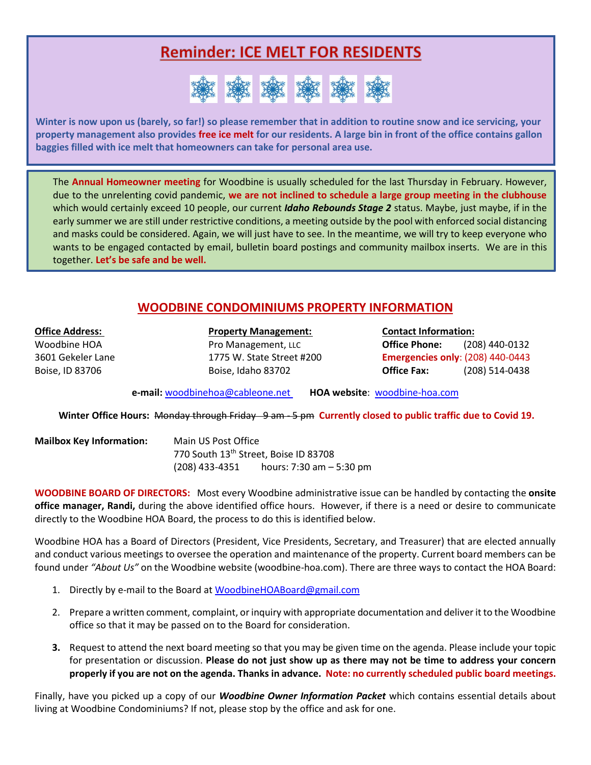## Reminder: ICE MELT FOR RESIDENTS

**Winter is now upon us (barely, so far!) so please remember that in addition to routine snow and ice servicing, your property management also provides free ice melt for our residents. A large bin in front of the office contains gallon baggies filled with ice melt that homeowners can take for personal area use.**

The **Annual Homeowner meeting** for Woodbine is usually scheduled for the last Thursday in February. However, due to the unrelenting covid pandemic, **we are not inclined to schedule a large group meeting in the clubhouse** which would certainly exceed 10 people, our current ***Idaho Rebounds Stage 2*** status. Maybe, just maybe, if in the early summer we are still under restrictive conditions, a meeting outside by the pool with enforced social distancing and masks could be considered. Again, we will just have to see. In the meantime, we will try to keep everyone who wants to be engaged contacted by email, bulletin board postings and community mailbox inserts. We are in this together. **Let's be safe and be well.**

## WOODBINE CONDOMINIUMS PROPERTY INFORMATION

**Office Address:**
Woodbine HOA
3601 Gekeler Lane
Boise, ID 83706

**Property Management:**
Pro Management, LLC
1775 W. State Street #200
Boise, Idaho 83702

**Contact Information:**
**Office Phone:** (208) 440-0132
**Emergencies only**: (208) 440-0443
**Office Fax:** (208) 514-0438

**e-mail:** woodbinehoa@cableone.net **HOA website**: woodbine-hoa.com

**Winter Office Hours:** ~~Monday through Friday 9 am - 5 pm~~ **Currently closed to public traffic due to Covid 19.**

**Mailbox Key Information:**
Main US Post Office
770 South 13th Street, Boise ID 83708
(208) 433-4351 hours: 7:30 am – 5:30 pm

**WOODBINE BOARD OF DIRECTORS:** Most every Woodbine administrative issue can be handled by contacting the **onsite office manager, Randi,** during the above identified office hours. However, if there is a need or desire to communicate directly to the Woodbine HOA Board, the process to do this is identified below.

Woodbine HOA has a Board of Directors (President, Vice Presidents, Secretary, and Treasurer) that are elected annually and conduct various meetings to oversee the operation and maintenance of the property. Current board members can be found under *"About Us"* on the Woodbine website (woodbine-hoa.com). There are three ways to contact the HOA Board:

1. Directly by e-mail to the Board at WoodbineHOABoard@gmail.com
2. Prepare a written comment, complaint, or inquiry with appropriate documentation and deliver it to the Woodbine office so that it may be passed on to the Board for consideration.
3. Request to attend the next board meeting so that you may be given time on the agenda. Please include your topic for presentation or discussion. **Please do not just show up as there may not be time to address your concern properly if you are not on the agenda. Thanks in advance. Note: no currently scheduled public board meetings.**

Finally, have you picked up a copy of our ***Woodbine Owner Information Packet*** which contains essential details about living at Woodbine Condominiums? If not, please stop by the office and ask for one.